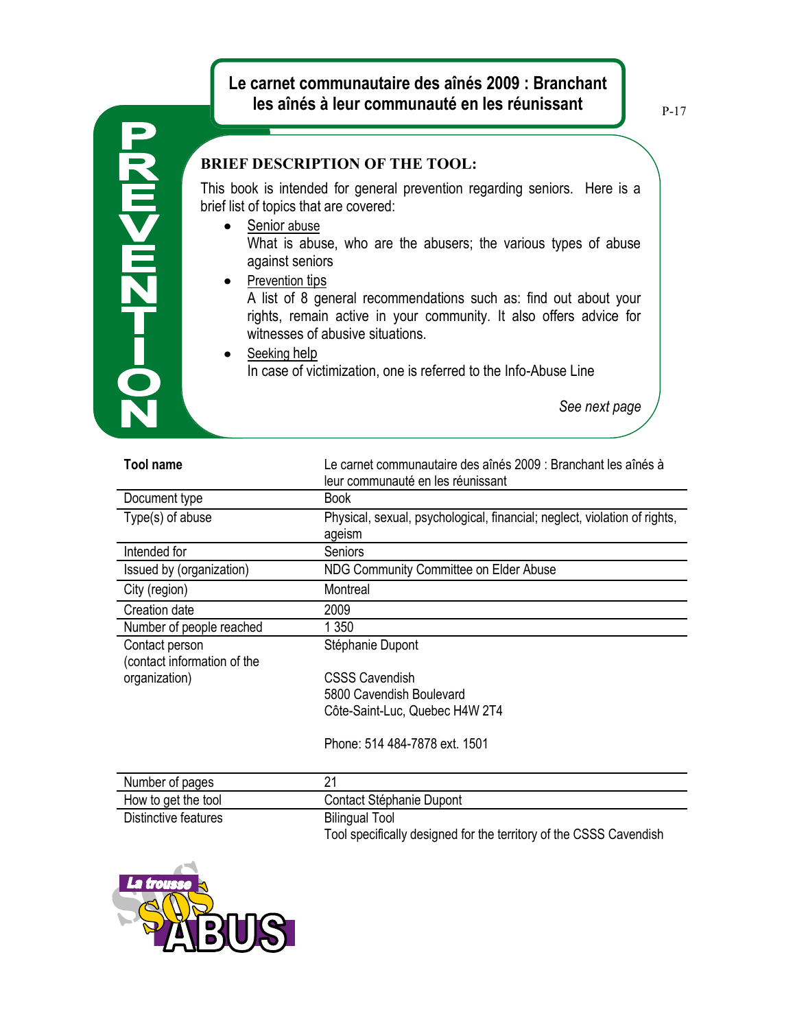# Le carnet communautaire des aînés 2009 : Branchant les aînés à leur communauté en les réunissant

PREVENTION

### BRIEF DESCRIPTION OF THE TOOL:

This book is intended for general prevention regarding seniors. Here is a brief list of topics that are covered:

- Senior abuse
  What is abuse, who are the abusers; the various types of abuse against seniors
- Prevention tips
  A list of 8 general recommendations such as: find out about your rights, remain active in your community. It also offers advice for witnesses of abusive situations.
- Seeking help
  In case of victimization, one is referred to the Info-Abuse Line

*See next page*

| **Tool name** | Le carnet communautaire des aînés 2009 : Branchant les aînés à leur communauté en les réunissant |
|---|---|
| Document type | Book |
| Type(s) of abuse | Physical, sexual, psychological, financial; neglect, violation of rights, ageism |
| Intended for | Seniors |
| Issued by (organization) | NDG Community Committee on Elder Abuse |
| City (region) | Montreal |
| Creation date | 2009 |
| Number of people reached | 1 350 |
| Contact person (contact information of the organization) | Stéphanie Dupont<br><br>CSSS Cavendish<br>5800 Cavendish Boulevard<br>Côte-Saint-Luc, Quebec H4W 2T4<br><br>Phone: 514 484-7878 ext. 1501 |
| Number of pages | 21 |
| How to get the tool | Contact Stéphanie Dupont |
| Distinctive features | Bilingual Tool<br>Tool specifically designed for the territory of the CSSS Cavendish |

La trousse SOS ABUS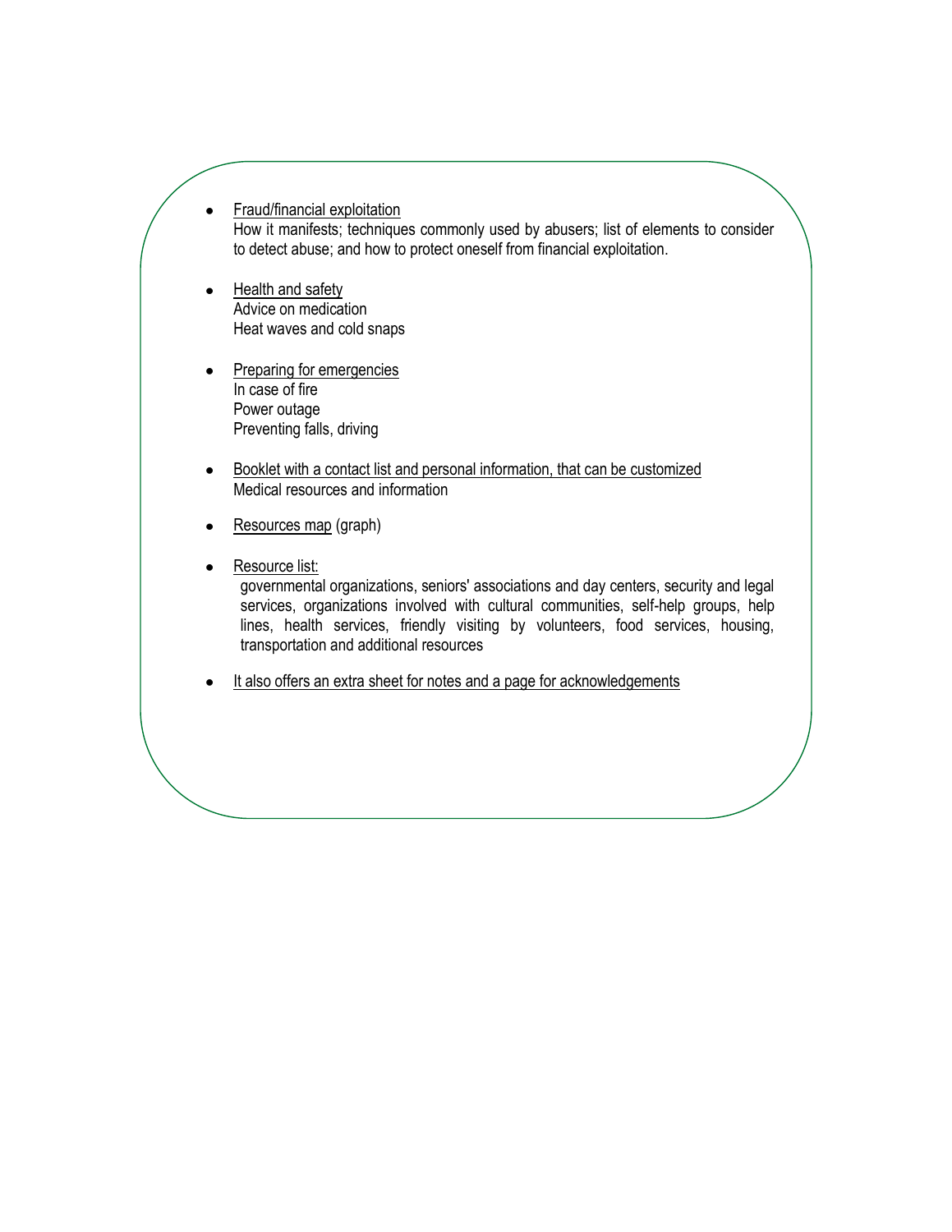- Fraud/financial exploitation
  How it manifests; techniques commonly used by abusers; list of elements to consider to detect abuse; and how to protect oneself from financial exploitation.

- Health and safety
  Advice on medication
  Heat waves and cold snaps

- Preparing for emergencies
  In case of fire
  Power outage
  Preventing falls, driving

- Booklet with a contact list and personal information, that can be customized
  Medical resources and information

- Resources map (graph)

- Resource list:
  governmental organizations, seniors' associations and day centers, security and legal services, organizations involved with cultural communities, self-help groups, help lines, health services, friendly visiting by volunteers, food services, housing, transportation and additional resources

- It also offers an extra sheet for notes and a page for acknowledgements